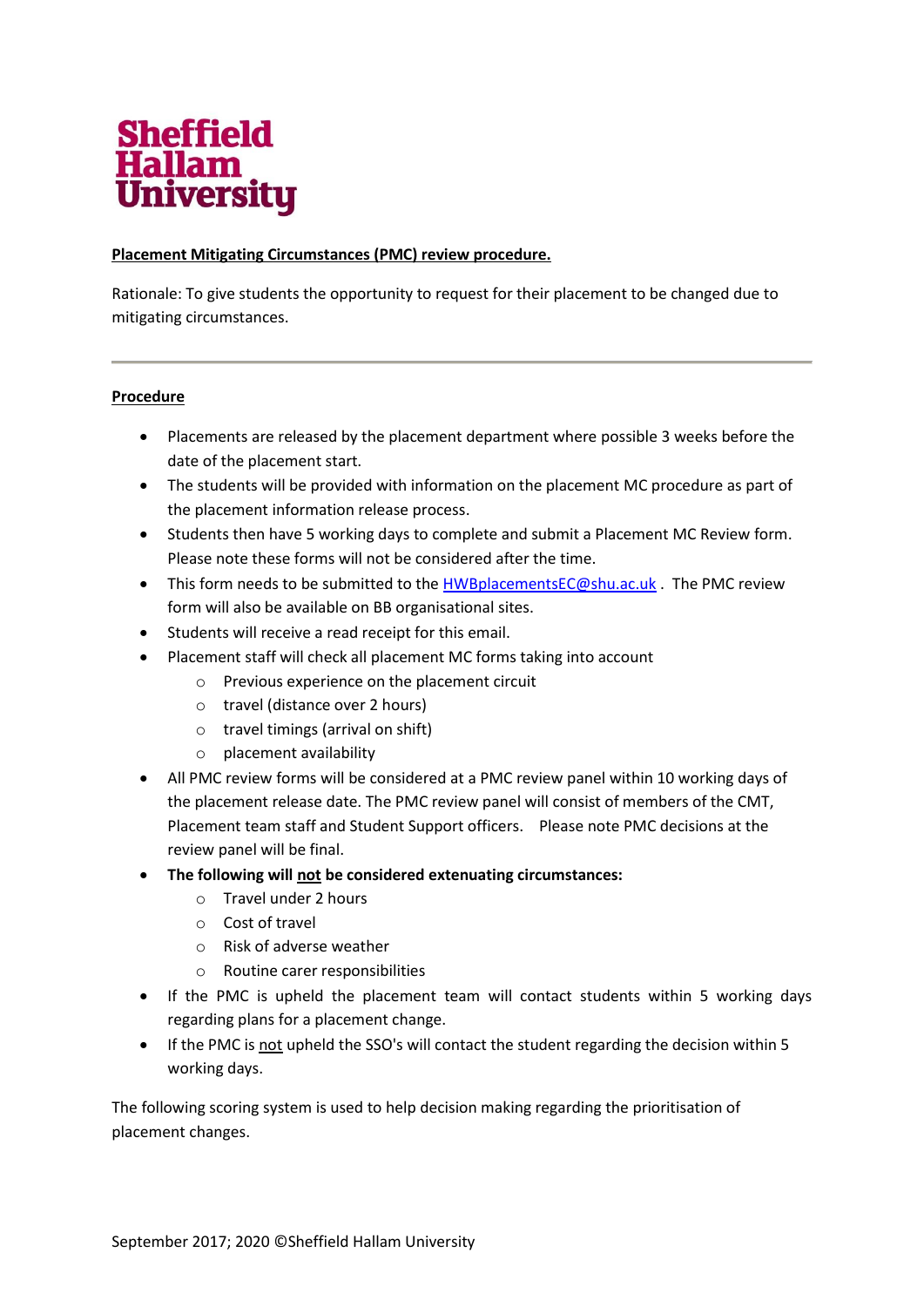# Sheffield Hallam University

**<u>Placement Mitigating Circumstances (PMC) review procedure.</u>**

Rationale: To give students the opportunity to request for their placement to be changed due to mitigating circumstances.

---

**<u>Procedure</u>**

- Placements are released by the placement department where possible 3 weeks before the date of the placement start.
- The students will be provided with information on the placement MC procedure as part of the placement information release process.
- Students then have 5 working days to complete and submit a Placement MC Review form. Please note these forms will not be considered after the time.
- This form needs to be submitted to the [HWBplacementsEC@shu.ac.uk](mailto:HWBplacementsEC@shu.ac.uk) . The PMC review form will also be available on BB organisational sites.
- Students will receive a read receipt for this email.
- Placement staff will check all placement MC forms taking into account
  - Previous experience on the placement circuit
  - travel (distance over 2 hours)
  - travel timings (arrival on shift)
  - placement availability
- All PMC review forms will be considered at a PMC review panel within 10 working days of the placement release date. The PMC review panel will consist of members of the CMT, Placement team staff and Student Support officers. Please note PMC decisions at the review panel will be final.
- **The following will <u>not</u> be considered extenuating circumstances:**
  - Travel under 2 hours
  - Cost of travel
  - Risk of adverse weather
  - Routine carer responsibilities
- If the PMC is upheld the placement team will contact students within 5 working days regarding plans for a placement change.
- If the PMC is <u>not</u> upheld the SSO's will contact the student regarding the decision within 5 working days.

The following scoring system is used to help decision making regarding the prioritisation of placement changes.

September 2017; 2020 ©Sheffield Hallam University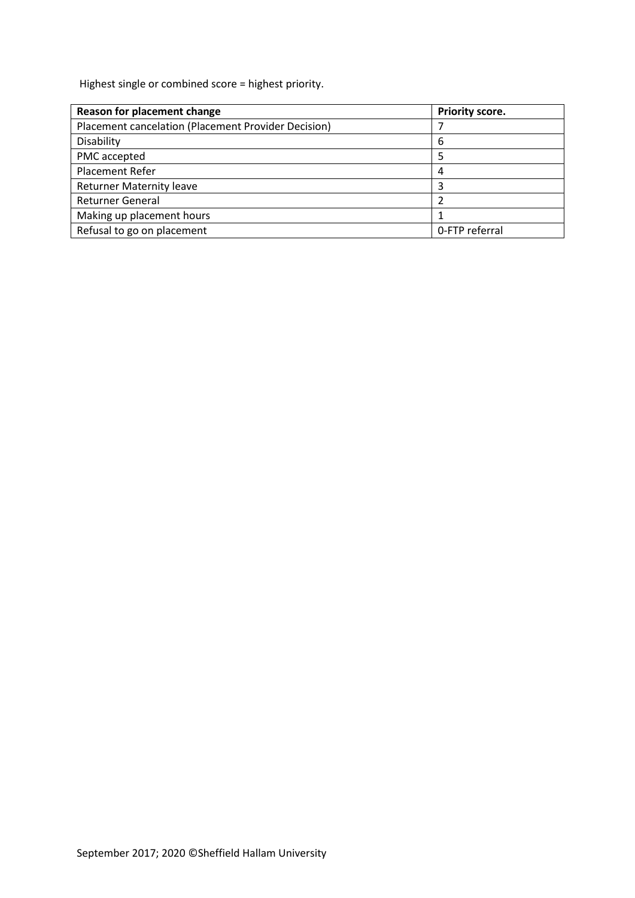Highest single or combined score = highest priority.

| Reason for placement change | Priority score. |
|---|---|
| Placement cancelation (Placement Provider Decision) | 7 |
| Disability | 6 |
| PMC accepted | 5 |
| Placement Refer | 4 |
| Returner Maternity leave | 3 |
| Returner General | 2 |
| Making up placement hours | 1 |
| Refusal to go on placement | 0-FTP referral |

September 2017; 2020 ©Sheffield Hallam University